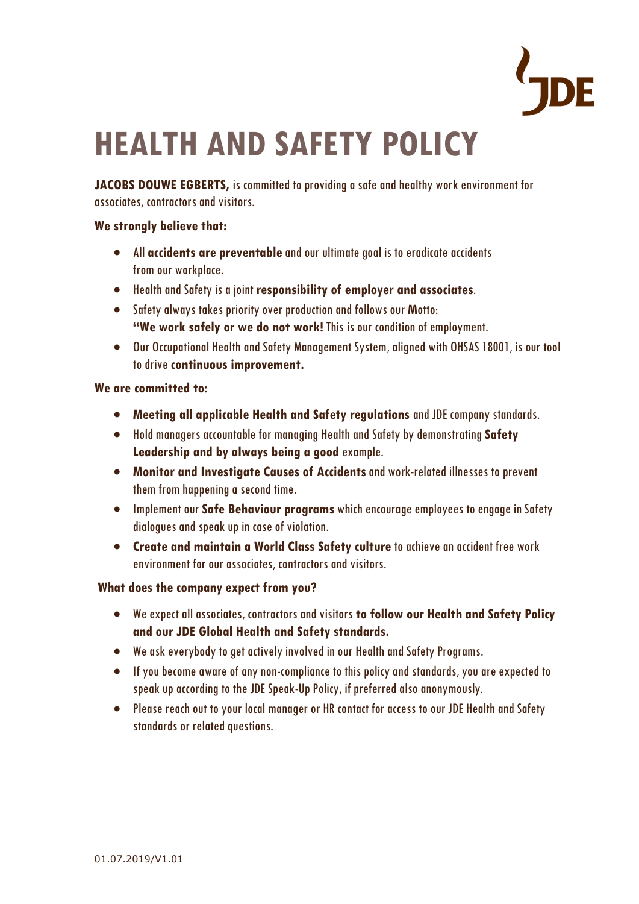# HEALTH AND SAFETY POLICY

**JACOBS DOUWE EGBERTS,** is committed to providing a safe and healthy work environment for associates, contractors and visitors.

**We strongly believe that:**

- All **accidents are preventable** and our ultimate goal is to eradicate accidents from our workplace.
- Health and Safety is a joint **responsibility of employer and associates**.
- Safety always takes priority over production and follows our **M**otto: **"We work safely or we do not work!** This is our condition of employment.
- Our Occupational Health and Safety Management System, aligned with OHSAS 18001, is our tool to drive **continuous improvement.**

**We are committed to:**

- **Meeting all applicable Health and Safety regulations** and JDE company standards.
- Hold managers accountable for managing Health and Safety by demonstrating **Safety Leadership and by always being a good** example.
- **Monitor and Investigate Causes of Accidents** and work-related illnesses to prevent them from happening a second time.
- Implement our **Safe Behaviour programs** which encourage employees to engage in Safety dialogues and speak up in case of violation.
- **Create and maintain a World Class Safety culture** to achieve an accident free work environment for our associates, contractors and visitors.

**What does the company expect from you?**

- We expect all associates, contractors and visitors **to follow our Health and Safety Policy and our JDE Global Health and Safety standards.**
- We ask everybody to get actively involved in our Health and Safety Programs.
- If you become aware of any non-compliance to this policy and standards, you are expected to speak up according to the JDE Speak-Up Policy, if preferred also anonymously.
- Please reach out to your local manager or HR contact for access to our JDE Health and Safety standards or related questions.

01.07.2019/V1.01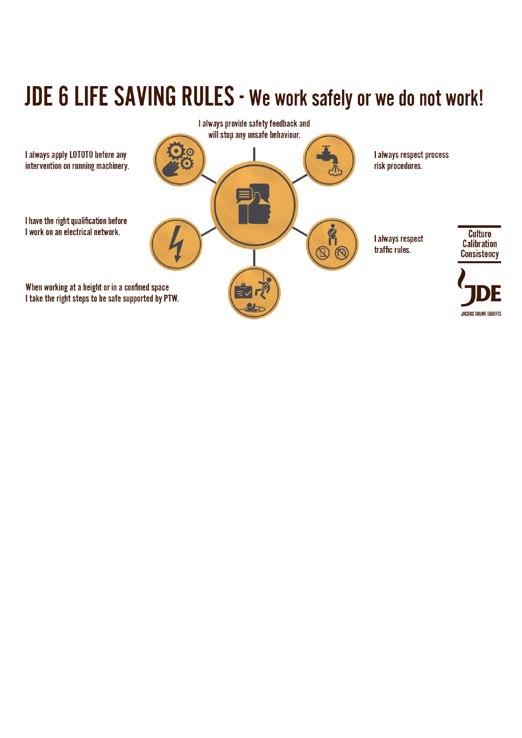# JDE 6 LIFE SAVING RULES - We work safely or we do not work!

I always provide safety feedback and will stop any unsafe behaviour.

I always apply LOTOTO before any intervention on running machinery.

I always respect process risk procedures.

I have the right qualification before I work on an electrical network.

I always respect traffic rules.

When working at a height or in a confined space I take the right steps to be safe supported by PTW.

Culture
Calibration
Consistency

JDE
JACOBS DOUWE EGBERTS